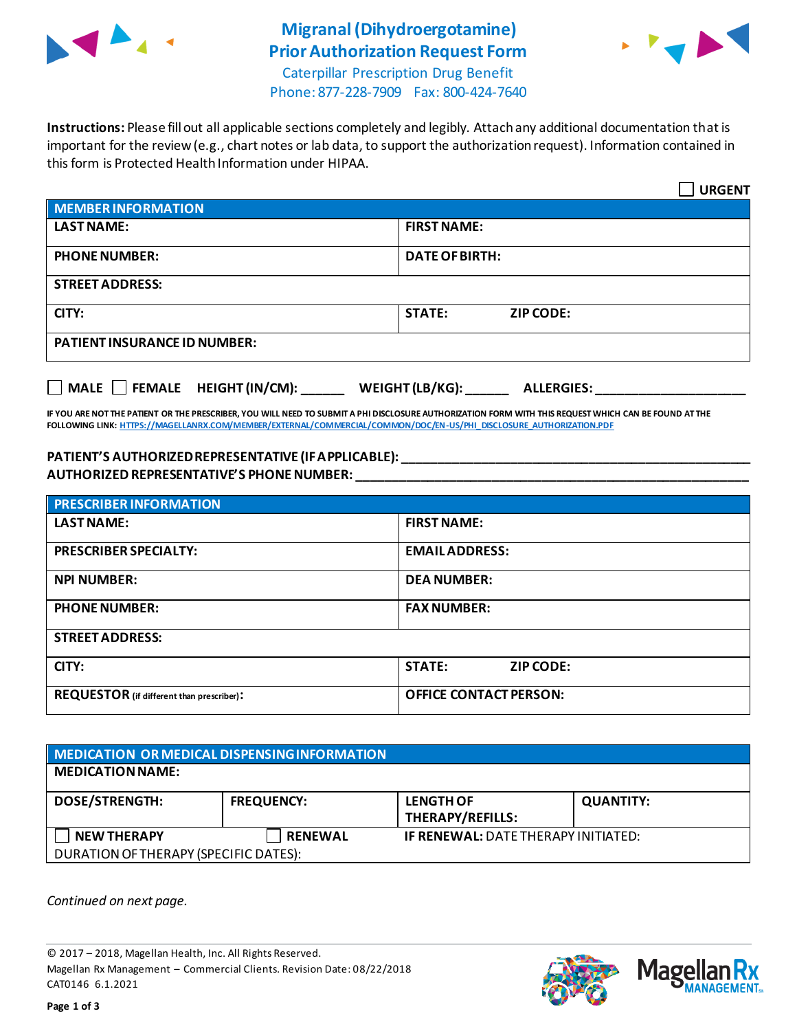# Migranal (Dihydroergotamine) Prior Authorization Request Form

Caterpillar Prescription Drug Benefit
Phone: 877-228-7909 Fax: 800-424-7640

**Instructions:** Please fill out all applicable sections completely and legibly. Attach any additional documentation that is important for the review (e.g., chart notes or lab data, to support the authorization request). Information contained in this form is Protected Health Information under HIPAA.

☐ **URGENT**

| MEMBER INFORMATION | |
|---|---|
| **LAST NAME:** | **FIRST NAME:** |
| **PHONE NUMBER:** | **DATE OF BIRTH:** |
| **STREET ADDRESS:** | |
| **CITY:** | **STATE:** **ZIP CODE:** |
| **PATIENT INSURANCE ID NUMBER:** | |

☐ **MALE** ☐ **FEMALE** **HEIGHT (IN/CM):** ______ **WEIGHT (LB/KG):** ______ **ALLERGIES:** ____________________

**IF YOU ARE NOT THE PATIENT OR THE PRESCRIBER, YOU WILL NEED TO SUBMIT A PHI DISCLOSURE AUTHORIZATION FORM WITH THIS REQUEST WHICH CAN BE FOUND AT THE FOLLOWING LINK:** HTTPS://MAGELLANRX.COM/MEMBER/EXTERNAL/COMMERCIAL/COMMON/DOC/EN-US/PHI_DISCLOSURE_AUTHORIZATION.PDF

**PATIENT'S AUTHORIZED REPRESENTATIVE (IF APPLICABLE):** ____________________________________________

**AUTHORIZED REPRESENTATIVE'S PHONE NUMBER:** ____________________________________________

| PRESCRIBER INFORMATION | |
|---|---|
| **LAST NAME:** | **FIRST NAME:** |
| **PRESCRIBER SPECIALTY:** | **EMAIL ADDRESS:** |
| **NPI NUMBER:** | **DEA NUMBER:** |
| **PHONE NUMBER:** | **FAX NUMBER:** |
| **STREET ADDRESS:** | |
| **CITY:** | **STATE:** **ZIP CODE:** |
| **REQUESTOR** (if different than prescriber)**:** | **OFFICE CONTACT PERSON:** |

| MEDICATION OR MEDICAL DISPENSING INFORMATION | | | |
|---|---|---|---|
| **MEDICATION NAME:** | | | |
| **DOSE/STRENGTH:** | **FREQUENCY:** | **LENGTH OF THERAPY/REFILLS:** | **QUANTITY:** |
| ☐ **NEW THERAPY** | ☐ **RENEWAL** | **IF RENEWAL:** DATE THERAPY INITIATED: | |
| DURATION OF THERAPY (SPECIFIC DATES): | | | |

*Continued on next page.*

© 2017 – 2018, Magellan Health, Inc. All Rights Reserved.
Magellan Rx Management – Commercial Clients. Revision Date: 08/22/2018
CAT0146 6.1.2021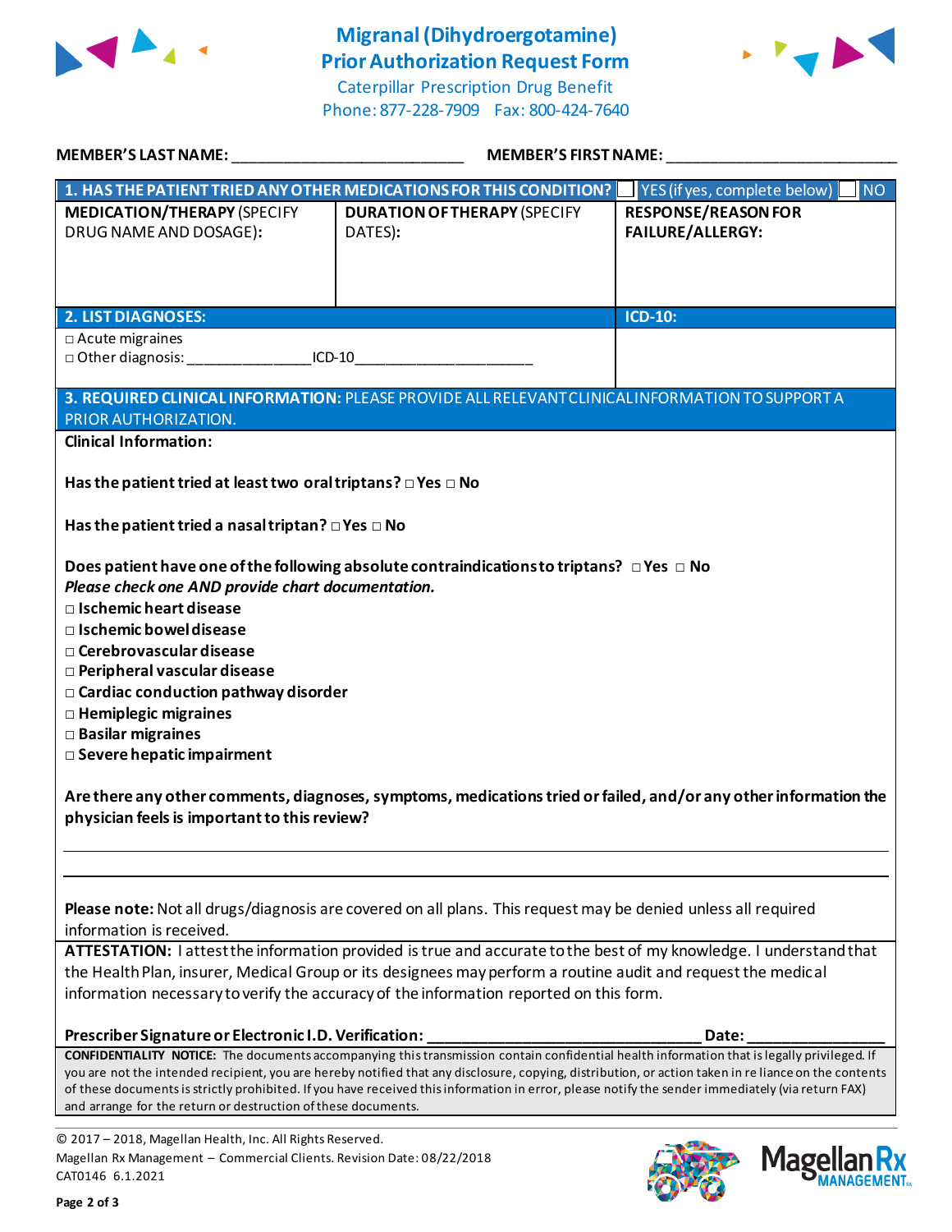# Migranal (Dihydroergotamine) Prior Authorization Request Form

Caterpillar Prescription Drug Benefit
Phone: 877-228-7909 Fax: 800-424-7640

**MEMBER'S LAST NAME:** ___________________________ **MEMBER'S FIRST NAME:** ___________________________

| **1. HAS THE PATIENT TRIED ANY OTHER MEDICATIONS FOR THIS CONDITION?** | ☐ YES (if yes, complete below) | ☐ NO |
|---|---|---|
| **MEDICATION/THERAPY** (SPECIFY DRUG NAME AND DOSAGE): | **DURATION OF THERAPY** (SPECIFY DATES): | **RESPONSE/REASON FOR FAILURE/ALLERGY:** |
| | | |

| **2. LIST DIAGNOSES:** | **ICD-10:** |
|---|---|
| □ Acute migraines<br>□ Other diagnosis: ______________ICD-10_____________________ | |

**3. REQUIRED CLINICAL INFORMATION:** PLEASE PROVIDE ALL RELEVANT CLINICAL INFORMATION TO SUPPORT A PRIOR AUTHORIZATION.

**Clinical Information:**

**Has the patient tried at least two oral triptans?** □ **Yes** □ **No**

**Has the patient tried a nasal triptan?** □ **Yes** □ **No**

**Does patient have one of the following absolute contraindications to triptans?** □ **Yes** □ **No**
***Please check one AND provide chart documentation.***

□ **Ischemic heart disease**
□ **Ischemic bowel disease**
□ **Cerebrovascular disease**
□ **Peripheral vascular disease**
□ **Cardiac conduction pathway disorder**
□ **Hemiplegic migraines**
□ **Basilar migraines**
□ **Severe hepatic impairment**

**Are there any other comments, diagnoses, symptoms, medications tried or failed, and/or any other information the physician feels is important to this review?**

_______________________________________________________________________________

_______________________________________________________________________________

**Please note:** Not all drugs/diagnosis are covered on all plans. This request may be denied unless all required information is received.

**ATTESTATION:** I attest the information provided is true and accurate to the best of my knowledge. I understand that the Health Plan, insurer, Medical Group or its designees may perform a routine audit and request the medical information necessary to verify the accuracy of the information reported on this form.

**Prescriber Signature or Electronic I.D. Verification:** ________________________________ **Date:** ________________

**CONFIDENTIALITY NOTICE:** The documents accompanying this transmission contain confidential health information that is legally privileged. If you are not the intended recipient, you are hereby notified that any disclosure, copying, distribution, or action taken in reliance on the contents of these documents is strictly prohibited. If you have received this information in error, please notify the sender immediately (via return FAX) and arrange for the return or destruction of these documents.

© 2017 – 2018, Magellan Health, Inc. All Rights Reserved.
Magellan Rx Management – Commercial Clients. Revision Date: 08/22/2018
CAT0146 6.1.2021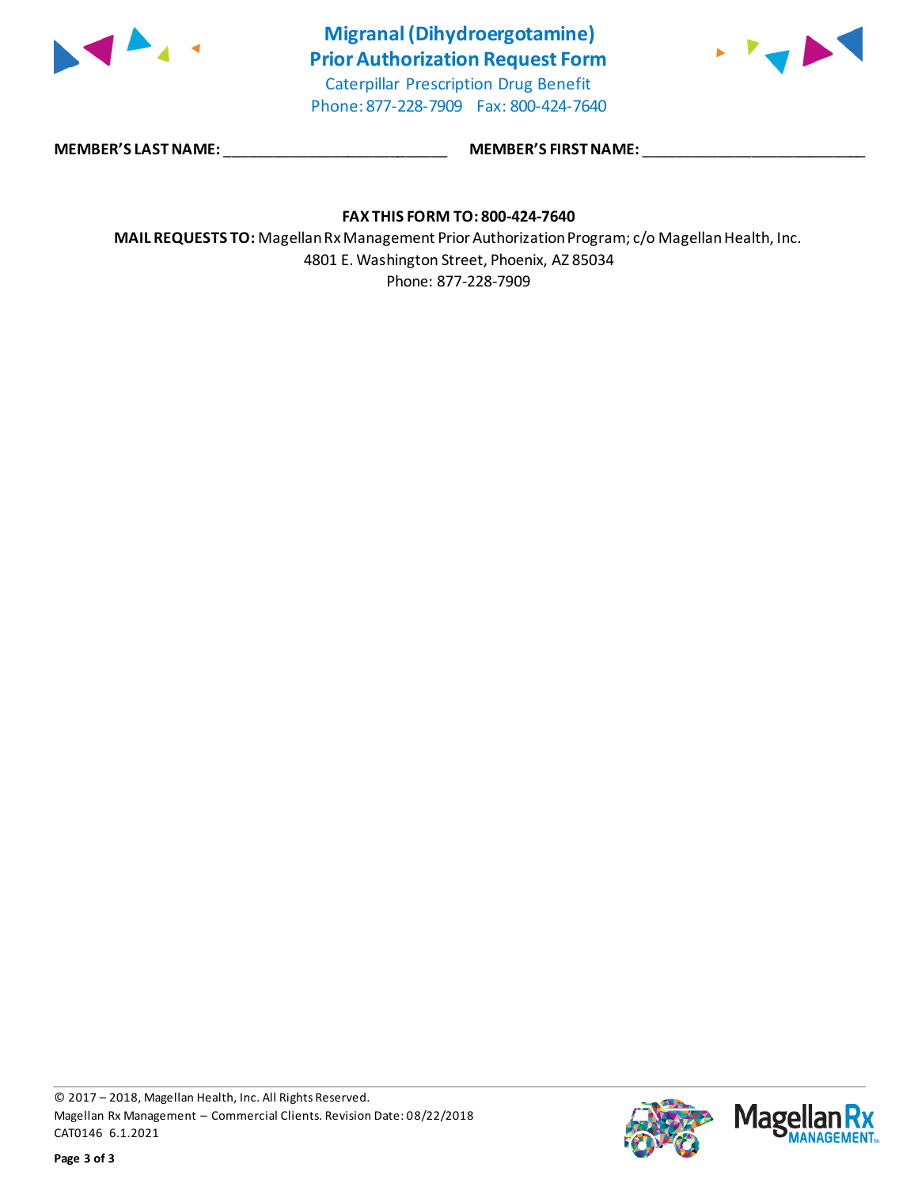# Migranal (Dihydroergotamine) Prior Authorization Request Form

Caterpillar Prescription Drug Benefit
Phone: 877-228-7909 Fax: 800-424-7640

**MEMBER'S LAST NAME:** ___________________________ **MEMBER'S FIRST NAME:** ___________________________

**FAX THIS FORM TO: 800-424-7640**

**MAIL REQUESTS TO:** Magellan Rx Management Prior Authorization Program; c/o Magellan Health, Inc.
4801 E. Washington Street, Phoenix, AZ 85034
Phone: 877-228-7909

© 2017 – 2018, Magellan Health, Inc. All Rights Reserved.
Magellan Rx Management – Commercial Clients. Revision Date: 08/22/2018
CAT0146 6.1.2021